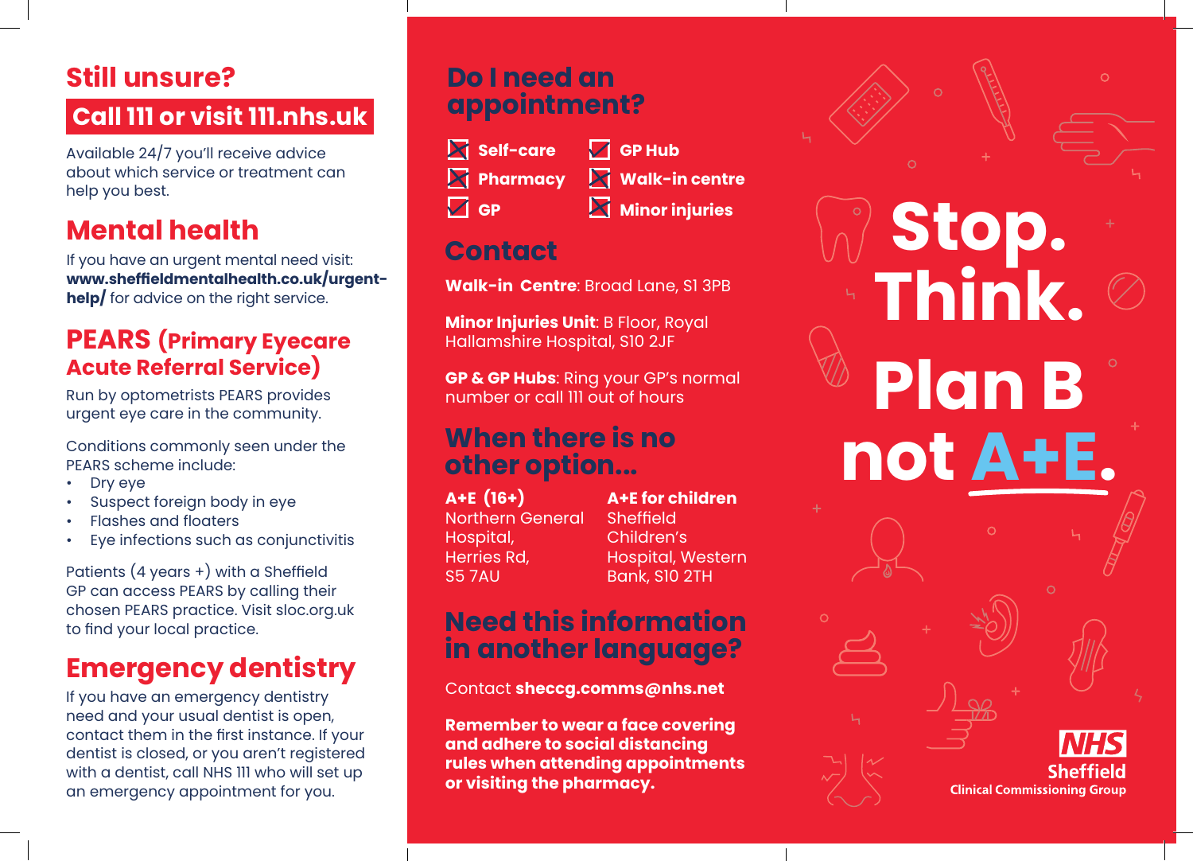## Still unsure?

**Call 111 or visit 111.nhs.uk**

Available 24/7 you'll receive advice about which service or treatment can help you best.

## Mental health

If you have an urgent mental need visit: **www.sheffieldmentalhealth.co.uk/urgent-help/** for advice on the right service.

## PEARS (Primary Eyecare Acute Referral Service)

Run by optometrists PEARS provides urgent eye care in the community.

Conditions commonly seen under the PEARS scheme include:

- Dry eye
- Suspect foreign body in eye
- Flashes and floaters
- Eye infections such as conjunctivitis

Patients (4 years +) with a Sheffield GP can access PEARS by calling their chosen PEARS practice. Visit sloc.org.uk to find your local practice.

## Emergency dentistry

If you have an emergency dentistry need and your usual dentist is open, contact them in the first instance. If your dentist is closed, or you aren't registered with a dentist, call NHS 111 who will set up an emergency appointment for you.

## Do I need an appointment?

- ☒ **Self-care**
- ☒ **Pharmacy**
- ☑ **GP**
- ☑ **GP Hub**
- ☒ **Walk-in centre**
- ☒ **Minor injuries**

## Contact

**Walk-in Centre**: Broad Lane, S1 3PB

**Minor Injuries Unit**: B Floor, Royal Hallamshire Hospital, S10 2JF

**GP & GP Hubs**: Ring your GP's normal number or call 111 out of hours

## When there is no other option...

**A+E (16+)**
Northern General Hospital,
Herries Rd,
S5 7AU

**A+E for children**
Sheffield Children's Hospital, Western Bank, S10 2TH

## Need this information in another language?

Contact **sheccg.comms@nhs.net**

**Remember to wear a face covering and adhere to social distancing rules when attending appointments or visiting the pharmacy.**

# Stop. Think. Plan B not A+E.

NHS
Sheffield
Clinical Commissioning Group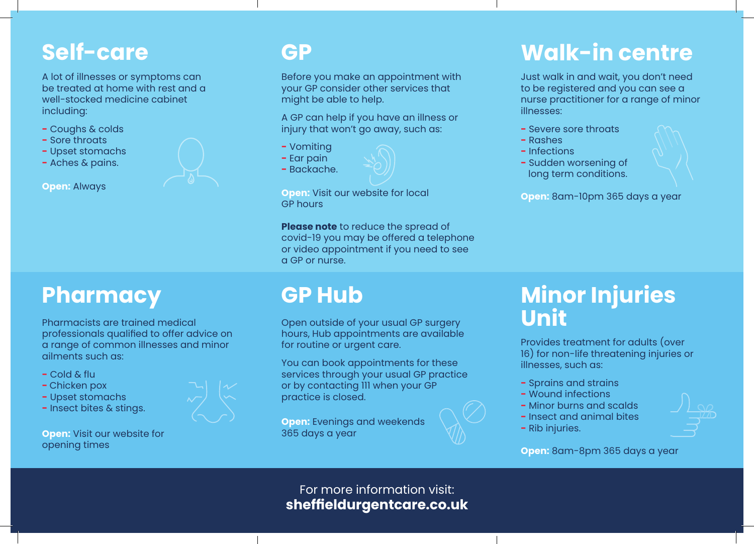## Self-care

A lot of illnesses or symptoms can be treated at home with rest and a well-stocked medicine cabinet including:

- Coughs & colds
- Sore throats
- Upset stomachs
- Aches & pains.

**Open:** Always

## GP

Before you make an appointment with your GP consider other services that might be able to help.

A GP can help if you have an illness or injury that won't go away, such as:

- Vomiting
- Ear pain
- Backache.

**Open:** Visit our website for local GP hours

**Please note** to reduce the spread of covid-19 you may be offered a telephone or video appointment if you need to see a GP or nurse.

## Walk-in centre

Just walk in and wait, you don't need to be registered and you can see a nurse practitioner for a range of minor illnesses:

- Severe sore throats
- Rashes
- Infections
- Sudden worsening of long term conditions.

**Open:** 8am-10pm 365 days a year

## Pharmacy

Pharmacists are trained medical professionals qualified to offer advice on a range of common illnesses and minor ailments such as:

- Cold & flu
- Chicken pox
- Upset stomachs
- Insect bites & stings.

**Open:** Visit our website for opening times

## GP Hub

Open outside of your usual GP surgery hours, Hub appointments are available for routine or urgent care.

You can book appointments for these services through your usual GP practice or by contacting 111 when your GP practice is closed.

**Open:** Evenings and weekends 365 days a year

## Minor Injuries Unit

Provides treatment for adults (over 16) for non-life threatening injuries or illnesses, such as:

- Sprains and strains
- Wound infections
- Minor burns and scalds
- Insect and animal bites
- Rib injuries.

**Open:** 8am-8pm 365 days a year

For more information visit:
**sheffieldurgentcare.co.uk**